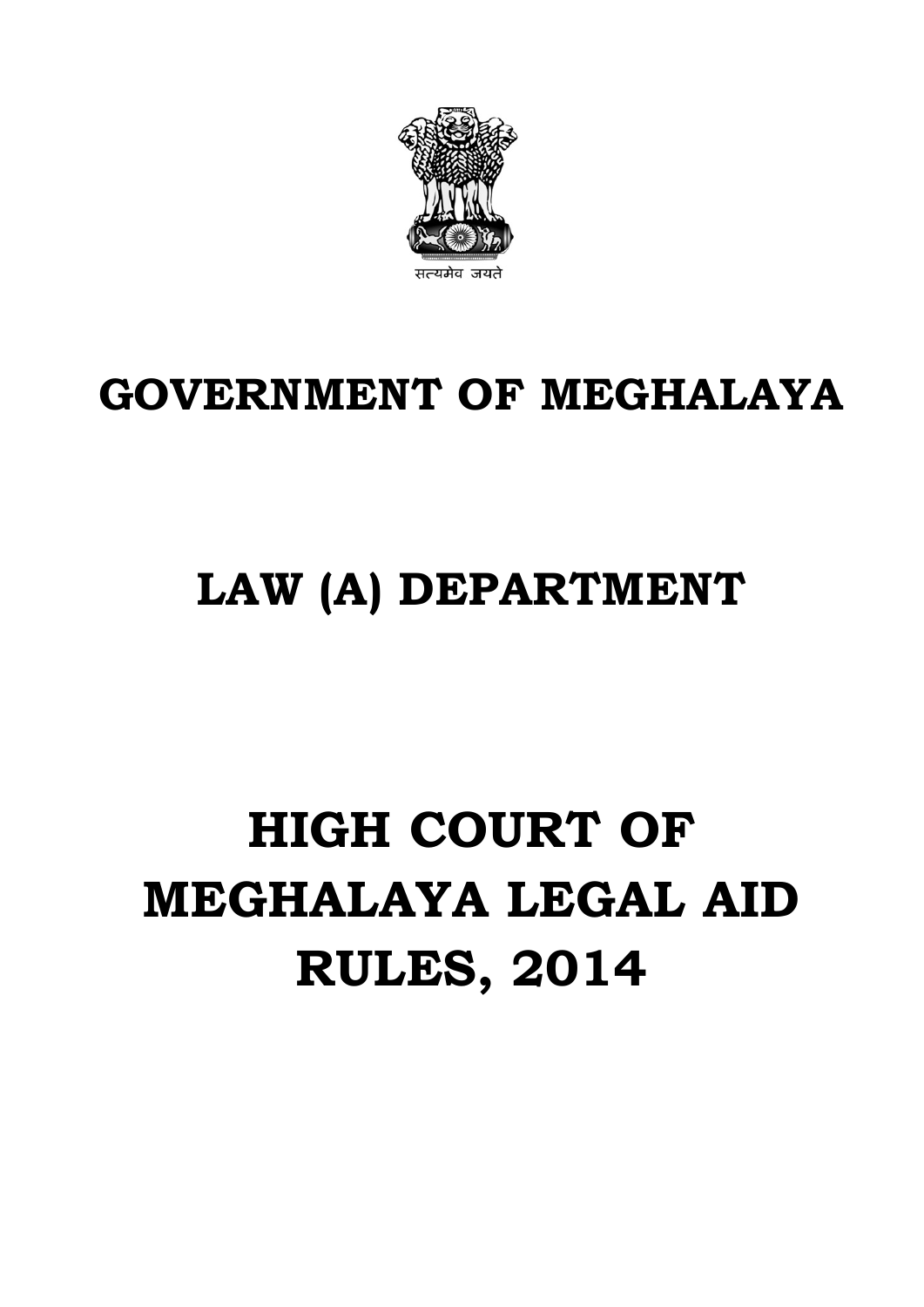सत्यमेव जयते

# GOVERNMENT OF MEGHALAYA

# LAW (A) DEPARTMENT

# HIGH COURT OF MEGHALAYA LEGAL AID RULES, 2014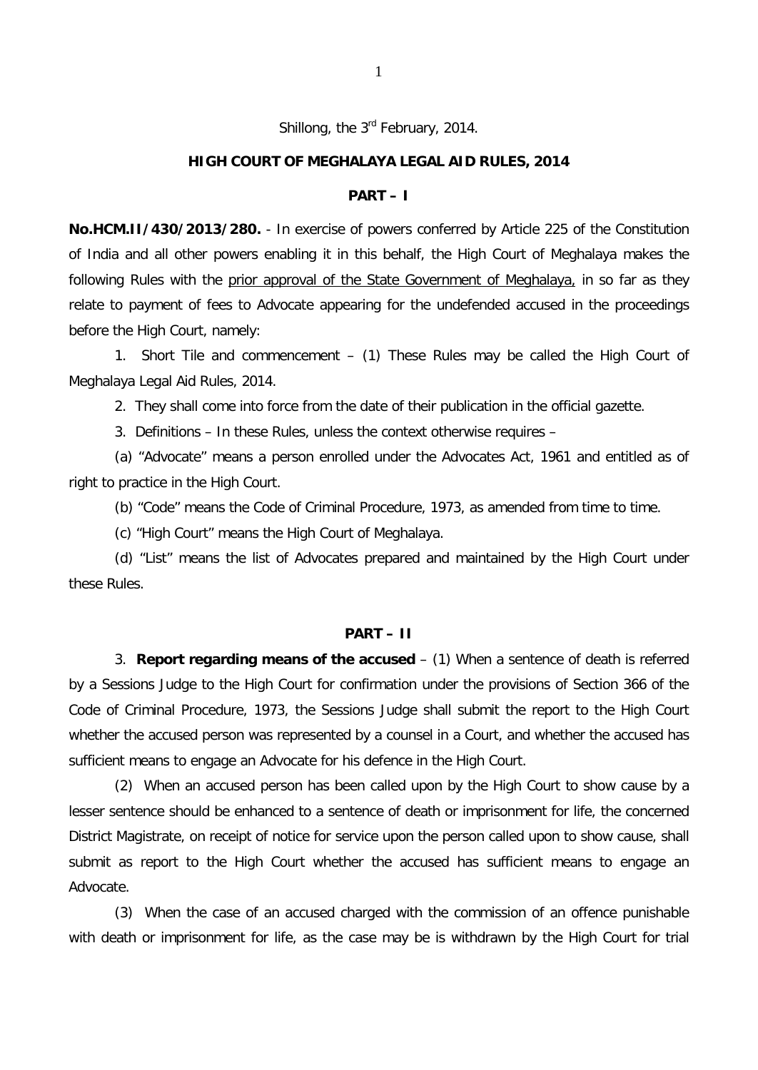Shillong, the 3rd February, 2014.

## HIGH COURT OF MEGHALAYA LEGAL AID RULES, 2014

### PART – I

**No.HCM.II/430/2013/280.** - In exercise of powers conferred by Article 225 of the Constitution of India and all other powers enabling it in this behalf, the High Court of Meghalaya makes the following Rules with the prior approval of the State Government of Meghalaya, in so far as they relate to payment of fees to Advocate appearing for the undefended accused in the proceedings before the High Court, namely:

1. Short Tile and commencement – (1) These Rules may be called the High Court of Meghalaya Legal Aid Rules, 2014.

2. They shall come into force from the date of their publication in the official gazette.

3. Definitions – In these Rules, unless the context otherwise requires –

(a) "Advocate" means a person enrolled under the Advocates Act, 1961 and entitled as of right to practice in the High Court.

(b) "Code" means the Code of Criminal Procedure, 1973, as amended from time to time.

(c) "High Court" means the High Court of Meghalaya.

(d) "List" means the list of Advocates prepared and maintained by the High Court under these Rules.

### PART – II

3. **Report regarding means of the accused** – (1) When a sentence of death is referred by a Sessions Judge to the High Court for confirmation under the provisions of Section 366 of the Code of Criminal Procedure, 1973, the Sessions Judge shall submit the report to the High Court whether the accused person was represented by a counsel in a Court, and whether the accused has sufficient means to engage an Advocate for his defence in the High Court.

(2) When an accused person has been called upon by the High Court to show cause by a lesser sentence should be enhanced to a sentence of death or imprisonment for life, the concerned District Magistrate, on receipt of notice for service upon the person called upon to show cause, shall submit as report to the High Court whether the accused has sufficient means to engage an Advocate.

(3) When the case of an accused charged with the commission of an offence punishable with death or imprisonment for life, as the case may be is withdrawn by the High Court for trial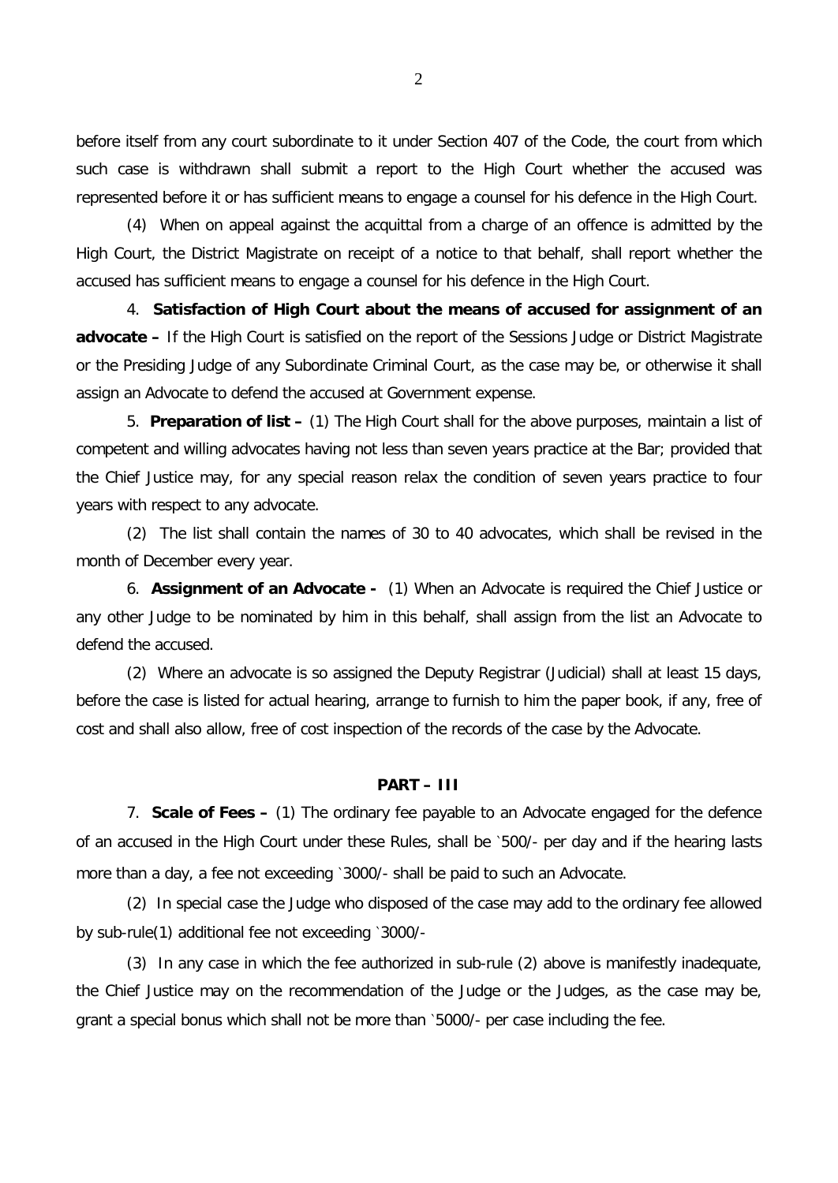before itself from any court subordinate to it under Section 407 of the Code, the court from which such case is withdrawn shall submit a report to the High Court whether the accused was represented before it or has sufficient means to engage a counsel for his defence in the High Court.

(4) When on appeal against the acquittal from a charge of an offence is admitted by the High Court, the District Magistrate on receipt of a notice to that behalf, shall report whether the accused has sufficient means to engage a counsel for his defence in the High Court.

4. **Satisfaction of High Court about the means of accused for assignment of an advocate –** If the High Court is satisfied on the report of the Sessions Judge or District Magistrate or the Presiding Judge of any Subordinate Criminal Court, as the case may be, or otherwise it shall assign an Advocate to defend the accused at Government expense.

5. **Preparation of list –** (1) The High Court shall for the above purposes, maintain a list of competent and willing advocates having not less than seven years practice at the Bar; provided that the Chief Justice may, for any special reason relax the condition of seven years practice to four years with respect to any advocate.

(2) The list shall contain the names of 30 to 40 advocates, which shall be revised in the month of December every year.

6. **Assignment of an Advocate -** (1) When an Advocate is required the Chief Justice or any other Judge to be nominated by him in this behalf, shall assign from the list an Advocate to defend the accused.

(2) Where an advocate is so assigned the Deputy Registrar (Judicial) shall at least 15 days, before the case is listed for actual hearing, arrange to furnish to him the paper book, if any, free of cost and shall also allow, free of cost inspection of the records of the case by the Advocate.

## PART – III

7. **Scale of Fees –** (1) The ordinary fee payable to an Advocate engaged for the defence of an accused in the High Court under these Rules, shall be `500/- per day and if the hearing lasts more than a day, a fee not exceeding `3000/- shall be paid to such an Advocate.

(2) In special case the Judge who disposed of the case may add to the ordinary fee allowed by sub-rule(1) additional fee not exceeding `3000/-

(3) In any case in which the fee authorized in sub-rule (2) above is manifestly inadequate, the Chief Justice may on the recommendation of the Judge or the Judges, as the case may be, grant a special bonus which shall not be more than `5000/- per case including the fee.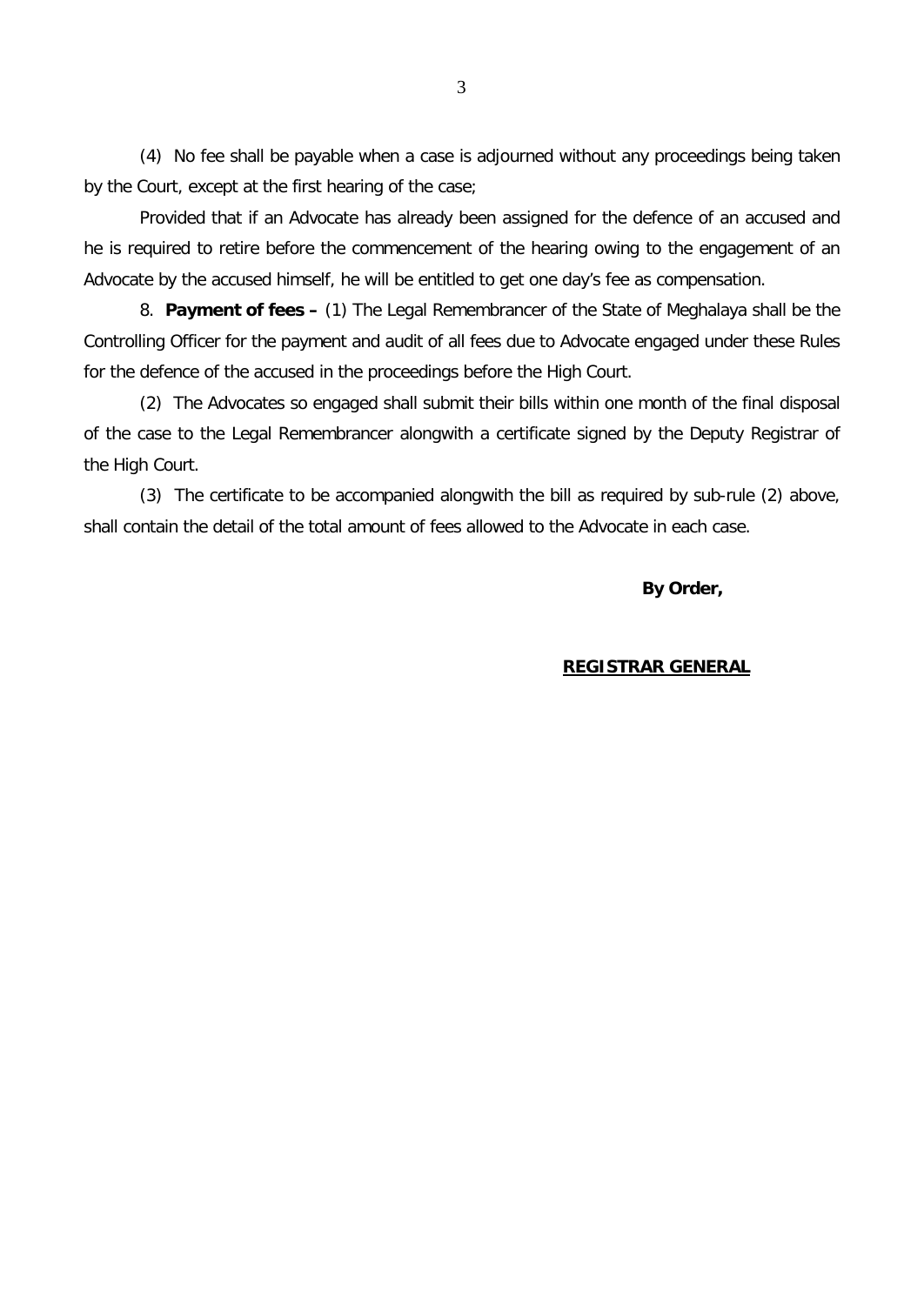(4) No fee shall be payable when a case is adjourned without any proceedings being taken by the Court, except at the first hearing of the case;

Provided that if an Advocate has already been assigned for the defence of an accused and he is required to retire before the commencement of the hearing owing to the engagement of an Advocate by the accused himself, he will be entitled to get one day's fee as compensation.

8. **Payment of fees –** (1) The Legal Remembrancer of the State of Meghalaya shall be the Controlling Officer for the payment and audit of all fees due to Advocate engaged under these Rules for the defence of the accused in the proceedings before the High Court.

(2) The Advocates so engaged shall submit their bills within one month of the final disposal of the case to the Legal Remembrancer alongwith a certificate signed by the Deputy Registrar of the High Court.

(3) The certificate to be accompanied alongwith the bill as required by sub-rule (2) above, shall contain the detail of the total amount of fees allowed to the Advocate in each case.

**By Order,**

**REGISTRAR GENERAL**